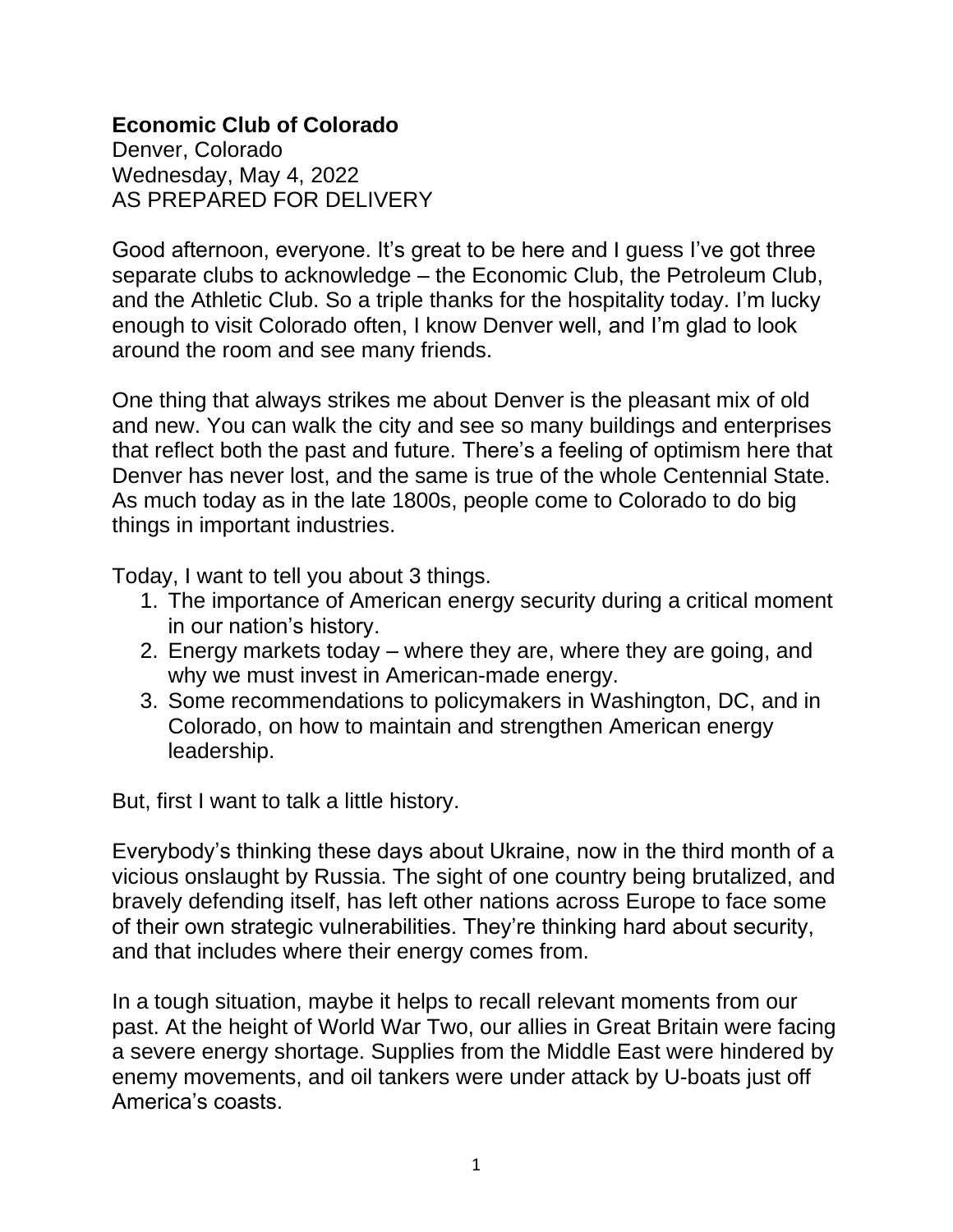**Economic Club of Colorado**
Denver, Colorado
Wednesday, May 4, 2022
AS PREPARED FOR DELIVERY

Good afternoon, everyone. It's great to be here and I guess I've got three separate clubs to acknowledge – the Economic Club, the Petroleum Club, and the Athletic Club. So a triple thanks for the hospitality today. I'm lucky enough to visit Colorado often, I know Denver well, and I'm glad to look around the room and see many friends.

One thing that always strikes me about Denver is the pleasant mix of old and new. You can walk the city and see so many buildings and enterprises that reflect both the past and future. There's a feeling of optimism here that Denver has never lost, and the same is true of the whole Centennial State. As much today as in the late 1800s, people come to Colorado to do big things in important industries.

Today, I want to tell you about 3 things.

1. The importance of American energy security during a critical moment in our nation's history.
2. Energy markets today – where they are, where they are going, and why we must invest in American-made energy.
3. Some recommendations to policymakers in Washington, DC, and in Colorado, on how to maintain and strengthen American energy leadership.

But, first I want to talk a little history.

Everybody's thinking these days about Ukraine, now in the third month of a vicious onslaught by Russia. The sight of one country being brutalized, and bravely defending itself, has left other nations across Europe to face some of their own strategic vulnerabilities. They're thinking hard about security, and that includes where their energy comes from.

In a tough situation, maybe it helps to recall relevant moments from our past. At the height of World War Two, our allies in Great Britain were facing a severe energy shortage. Supplies from the Middle East were hindered by enemy movements, and oil tankers were under attack by U-boats just off America's coasts.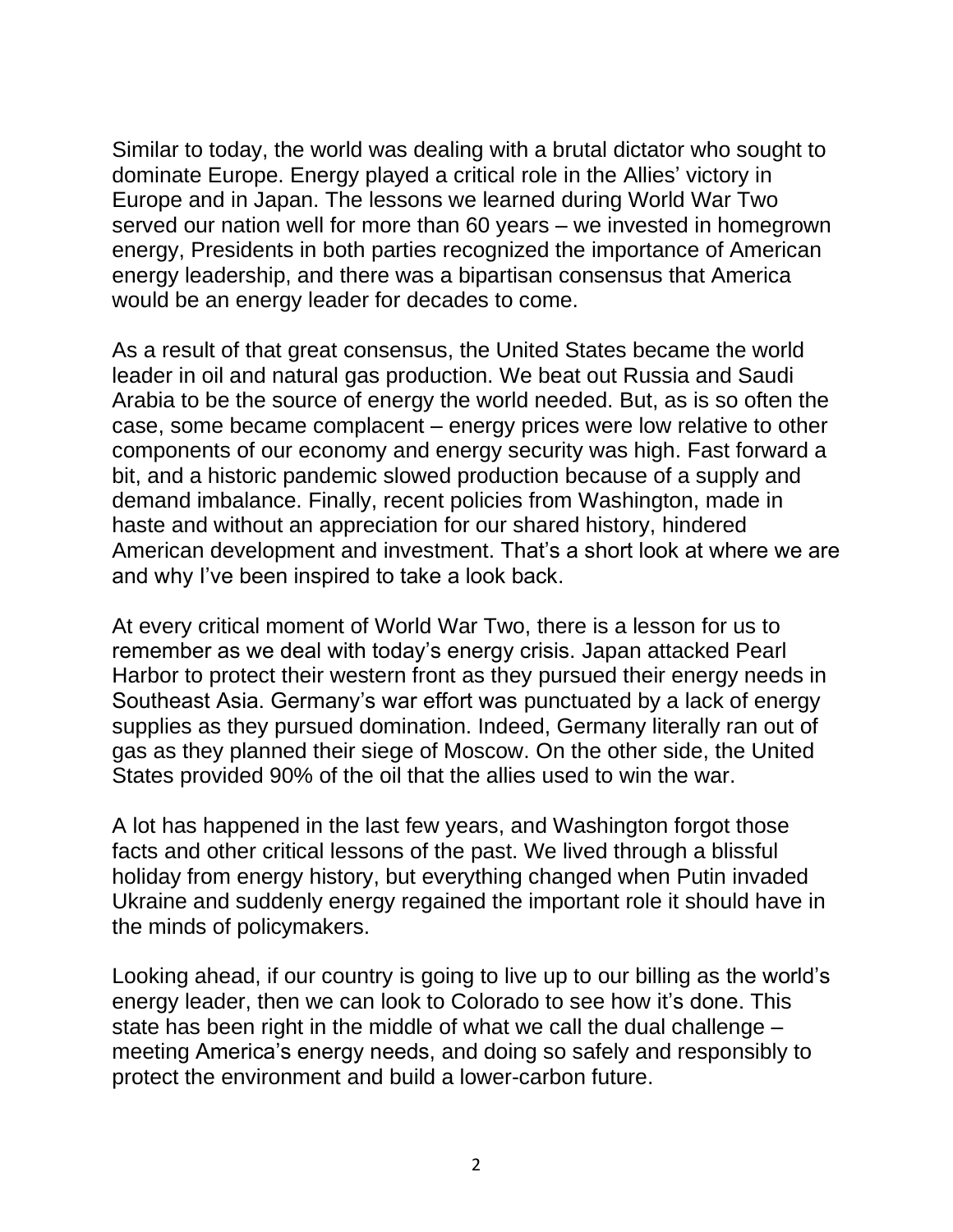Similar to today, the world was dealing with a brutal dictator who sought to dominate Europe. Energy played a critical role in the Allies' victory in Europe and in Japan. The lessons we learned during World War Two served our nation well for more than 60 years – we invested in homegrown energy, Presidents in both parties recognized the importance of American energy leadership, and there was a bipartisan consensus that America would be an energy leader for decades to come.

As a result of that great consensus, the United States became the world leader in oil and natural gas production. We beat out Russia and Saudi Arabia to be the source of energy the world needed. But, as is so often the case, some became complacent – energy prices were low relative to other components of our economy and energy security was high. Fast forward a bit, and a historic pandemic slowed production because of a supply and demand imbalance. Finally, recent policies from Washington, made in haste and without an appreciation for our shared history, hindered American development and investment. That's a short look at where we are and why I've been inspired to take a look back.

At every critical moment of World War Two, there is a lesson for us to remember as we deal with today's energy crisis. Japan attacked Pearl Harbor to protect their western front as they pursued their energy needs in Southeast Asia. Germany's war effort was punctuated by a lack of energy supplies as they pursued domination. Indeed, Germany literally ran out of gas as they planned their siege of Moscow. On the other side, the United States provided 90% of the oil that the allies used to win the war.

A lot has happened in the last few years, and Washington forgot those facts and other critical lessons of the past. We lived through a blissful holiday from energy history, but everything changed when Putin invaded Ukraine and suddenly energy regained the important role it should have in the minds of policymakers.

Looking ahead, if our country is going to live up to our billing as the world's energy leader, then we can look to Colorado to see how it's done. This state has been right in the middle of what we call the dual challenge – meeting America's energy needs, and doing so safely and responsibly to protect the environment and build a lower-carbon future.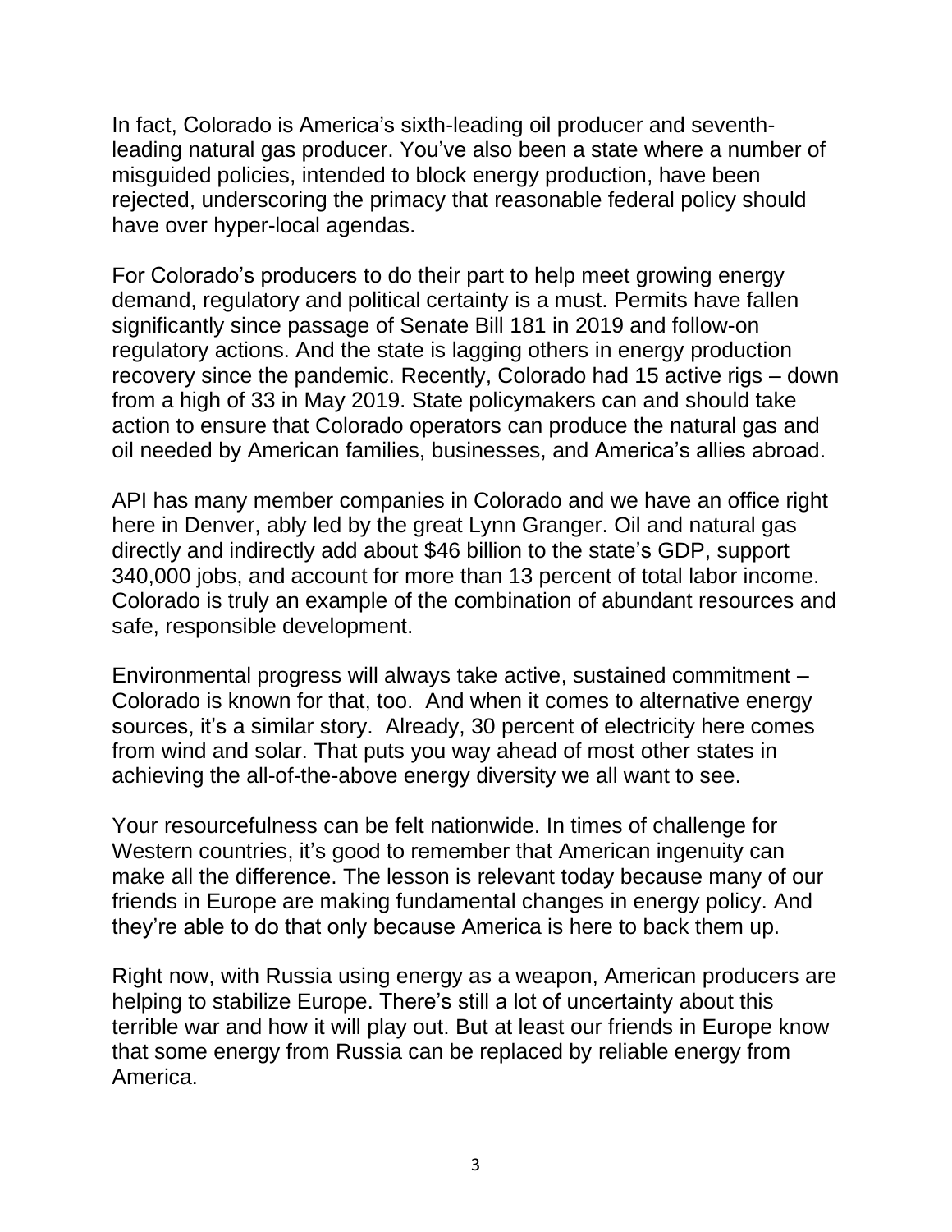In fact, Colorado is America's sixth-leading oil producer and seventh-leading natural gas producer. You've also been a state where a number of misguided policies, intended to block energy production, have been rejected, underscoring the primacy that reasonable federal policy should have over hyper-local agendas.

For Colorado's producers to do their part to help meet growing energy demand, regulatory and political certainty is a must. Permits have fallen significantly since passage of Senate Bill 181 in 2019 and follow-on regulatory actions. And the state is lagging others in energy production recovery since the pandemic. Recently, Colorado had 15 active rigs – down from a high of 33 in May 2019. State policymakers can and should take action to ensure that Colorado operators can produce the natural gas and oil needed by American families, businesses, and America's allies abroad.

API has many member companies in Colorado and we have an office right here in Denver, ably led by the great Lynn Granger. Oil and natural gas directly and indirectly add about $46 billion to the state's GDP, support 340,000 jobs, and account for more than 13 percent of total labor income. Colorado is truly an example of the combination of abundant resources and safe, responsible development.

Environmental progress will always take active, sustained commitment – Colorado is known for that, too. And when it comes to alternative energy sources, it's a similar story. Already, 30 percent of electricity here comes from wind and solar. That puts you way ahead of most other states in achieving the all-of-the-above energy diversity we all want to see.

Your resourcefulness can be felt nationwide. In times of challenge for Western countries, it's good to remember that American ingenuity can make all the difference. The lesson is relevant today because many of our friends in Europe are making fundamental changes in energy policy. And they're able to do that only because America is here to back them up.

Right now, with Russia using energy as a weapon, American producers are helping to stabilize Europe. There's still a lot of uncertainty about this terrible war and how it will play out. But at least our friends in Europe know that some energy from Russia can be replaced by reliable energy from America.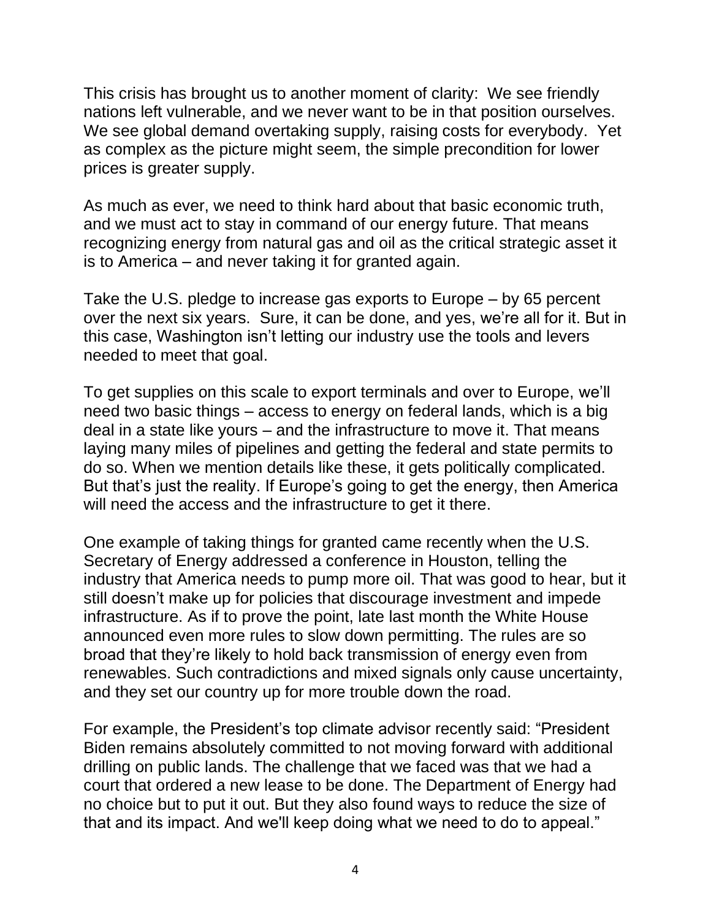This crisis has brought us to another moment of clarity: We see friendly nations left vulnerable, and we never want to be in that position ourselves. We see global demand overtaking supply, raising costs for everybody. Yet as complex as the picture might seem, the simple precondition for lower prices is greater supply.

As much as ever, we need to think hard about that basic economic truth, and we must act to stay in command of our energy future. That means recognizing energy from natural gas and oil as the critical strategic asset it is to America – and never taking it for granted again.

Take the U.S. pledge to increase gas exports to Europe – by 65 percent over the next six years. Sure, it can be done, and yes, we're all for it. But in this case, Washington isn't letting our industry use the tools and levers needed to meet that goal.

To get supplies on this scale to export terminals and over to Europe, we'll need two basic things – access to energy on federal lands, which is a big deal in a state like yours – and the infrastructure to move it. That means laying many miles of pipelines and getting the federal and state permits to do so. When we mention details like these, it gets politically complicated. But that's just the reality. If Europe's going to get the energy, then America will need the access and the infrastructure to get it there.

One example of taking things for granted came recently when the U.S. Secretary of Energy addressed a conference in Houston, telling the industry that America needs to pump more oil. That was good to hear, but it still doesn't make up for policies that discourage investment and impede infrastructure. As if to prove the point, late last month the White House announced even more rules to slow down permitting. The rules are so broad that they're likely to hold back transmission of energy even from renewables. Such contradictions and mixed signals only cause uncertainty, and they set our country up for more trouble down the road.

For example, the President's top climate advisor recently said: "President Biden remains absolutely committed to not moving forward with additional drilling on public lands. The challenge that we faced was that we had a court that ordered a new lease to be done. The Department of Energy had no choice but to put it out. But they also found ways to reduce the size of that and its impact. And we'll keep doing what we need to do to appeal."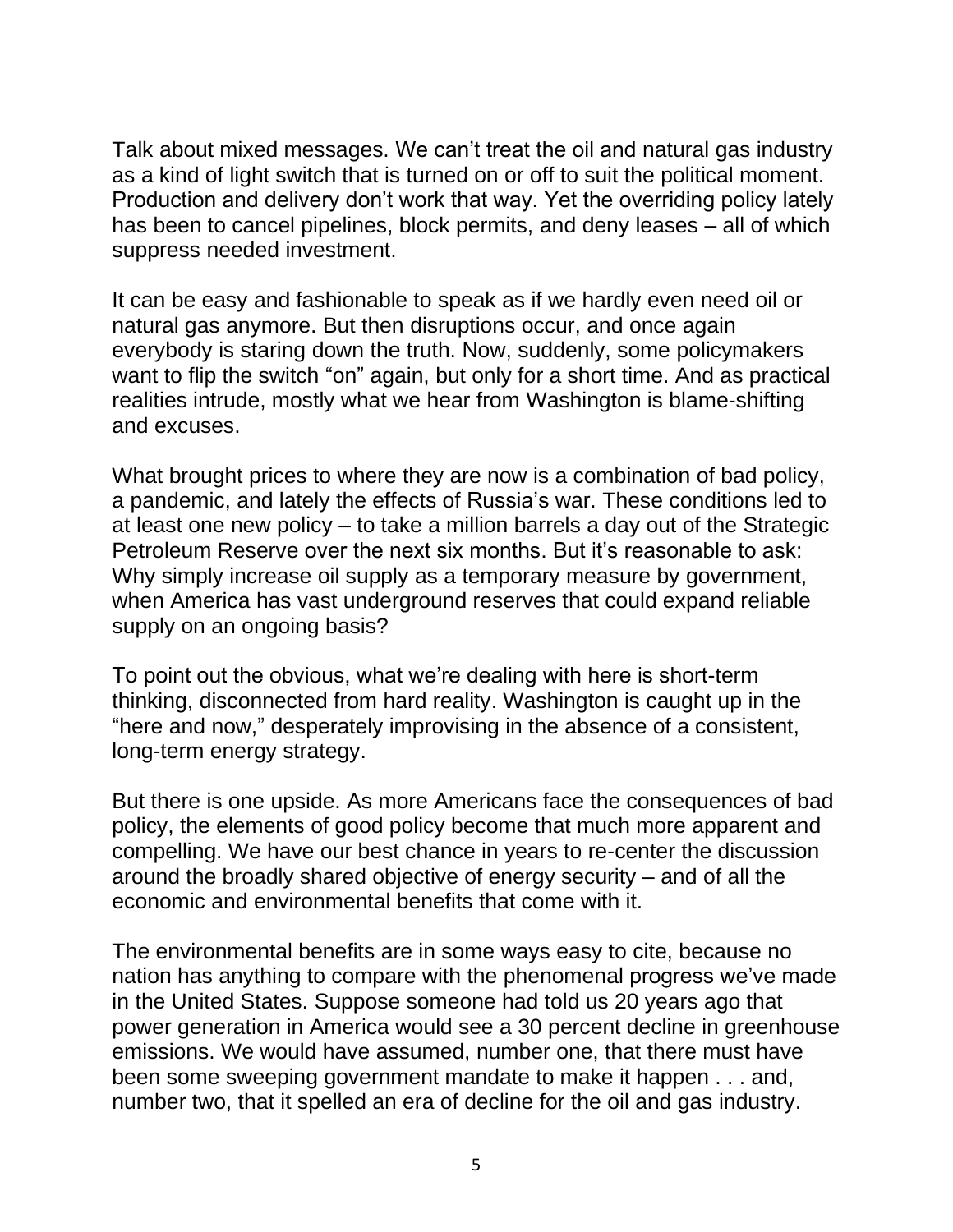Talk about mixed messages. We can't treat the oil and natural gas industry as a kind of light switch that is turned on or off to suit the political moment. Production and delivery don't work that way. Yet the overriding policy lately has been to cancel pipelines, block permits, and deny leases – all of which suppress needed investment.

It can be easy and fashionable to speak as if we hardly even need oil or natural gas anymore. But then disruptions occur, and once again everybody is staring down the truth. Now, suddenly, some policymakers want to flip the switch "on" again, but only for a short time. And as practical realities intrude, mostly what we hear from Washington is blame-shifting and excuses.

What brought prices to where they are now is a combination of bad policy, a pandemic, and lately the effects of Russia's war. These conditions led to at least one new policy – to take a million barrels a day out of the Strategic Petroleum Reserve over the next six months. But it's reasonable to ask: Why simply increase oil supply as a temporary measure by government, when America has vast underground reserves that could expand reliable supply on an ongoing basis?

To point out the obvious, what we're dealing with here is short-term thinking, disconnected from hard reality. Washington is caught up in the "here and now," desperately improvising in the absence of a consistent, long-term energy strategy.

But there is one upside. As more Americans face the consequences of bad policy, the elements of good policy become that much more apparent and compelling. We have our best chance in years to re-center the discussion around the broadly shared objective of energy security – and of all the economic and environmental benefits that come with it.

The environmental benefits are in some ways easy to cite, because no nation has anything to compare with the phenomenal progress we've made in the United States. Suppose someone had told us 20 years ago that power generation in America would see a 30 percent decline in greenhouse emissions. We would have assumed, number one, that there must have been some sweeping government mandate to make it happen . . . and, number two, that it spelled an era of decline for the oil and gas industry.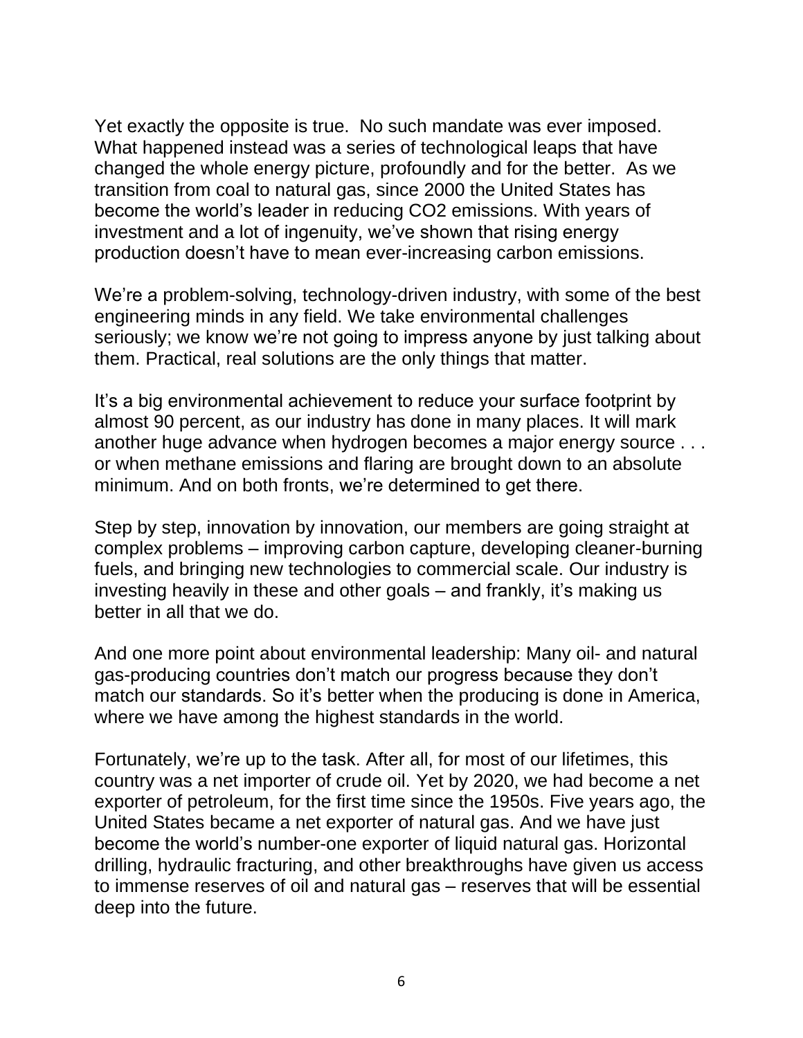Yet exactly the opposite is true. No such mandate was ever imposed. What happened instead was a series of technological leaps that have changed the whole energy picture, profoundly and for the better. As we transition from coal to natural gas, since 2000 the United States has become the world's leader in reducing $CO_2$ emissions. With years of investment and a lot of ingenuity, we've shown that rising energy production doesn't have to mean ever-increasing carbon emissions.

We're a problem-solving, technology-driven industry, with some of the best engineering minds in any field. We take environmental challenges seriously; we know we're not going to impress anyone by just talking about them. Practical, real solutions are the only things that matter.

It's a big environmental achievement to reduce your surface footprint by almost 90 percent, as our industry has done in many places. It will mark another huge advance when hydrogen becomes a major energy source . . . or when methane emissions and flaring are brought down to an absolute minimum. And on both fronts, we're determined to get there.

Step by step, innovation by innovation, our members are going straight at complex problems – improving carbon capture, developing cleaner-burning fuels, and bringing new technologies to commercial scale. Our industry is investing heavily in these and other goals – and frankly, it's making us better in all that we do.

And one more point about environmental leadership: Many oil- and natural gas-producing countries don't match our progress because they don't match our standards. So it's better when the producing is done in America, where we have among the highest standards in the world.

Fortunately, we're up to the task. After all, for most of our lifetimes, this country was a net importer of crude oil. Yet by 2020, we had become a net exporter of petroleum, for the first time since the 1950s. Five years ago, the United States became a net exporter of natural gas. And we have just become the world's number-one exporter of liquid natural gas. Horizontal drilling, hydraulic fracturing, and other breakthroughs have given us access to immense reserves of oil and natural gas – reserves that will be essential deep into the future.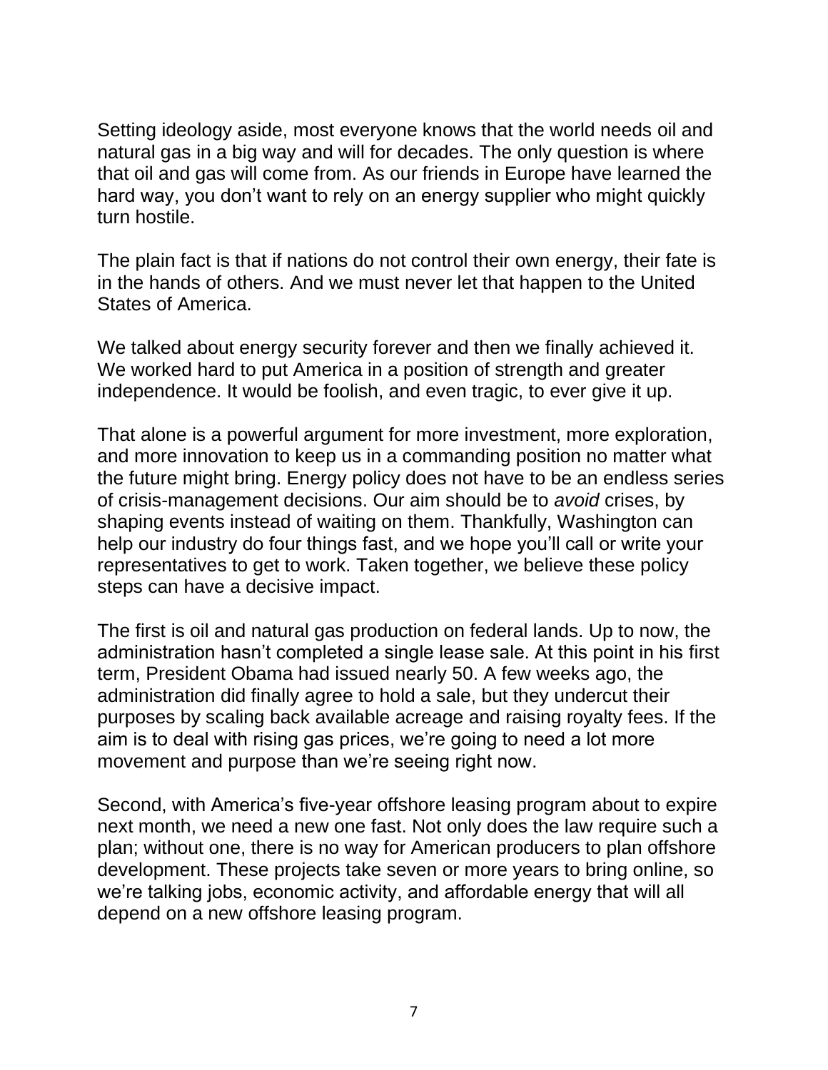Setting ideology aside, most everyone knows that the world needs oil and natural gas in a big way and will for decades. The only question is where that oil and gas will come from. As our friends in Europe have learned the hard way, you don't want to rely on an energy supplier who might quickly turn hostile.

The plain fact is that if nations do not control their own energy, their fate is in the hands of others. And we must never let that happen to the United States of America.

We talked about energy security forever and then we finally achieved it. We worked hard to put America in a position of strength and greater independence. It would be foolish, and even tragic, to ever give it up.

That alone is a powerful argument for more investment, more exploration, and more innovation to keep us in a commanding position no matter what the future might bring. Energy policy does not have to be an endless series of crisis-management decisions. Our aim should be to *avoid* crises, by shaping events instead of waiting on them. Thankfully, Washington can help our industry do four things fast, and we hope you'll call or write your representatives to get to work. Taken together, we believe these policy steps can have a decisive impact.

The first is oil and natural gas production on federal lands. Up to now, the administration hasn't completed a single lease sale. At this point in his first term, President Obama had issued nearly 50. A few weeks ago, the administration did finally agree to hold a sale, but they undercut their purposes by scaling back available acreage and raising royalty fees. If the aim is to deal with rising gas prices, we're going to need a lot more movement and purpose than we're seeing right now.

Second, with America's five-year offshore leasing program about to expire next month, we need a new one fast. Not only does the law require such a plan; without one, there is no way for American producers to plan offshore development. These projects take seven or more years to bring online, so we're talking jobs, economic activity, and affordable energy that will all depend on a new offshore leasing program.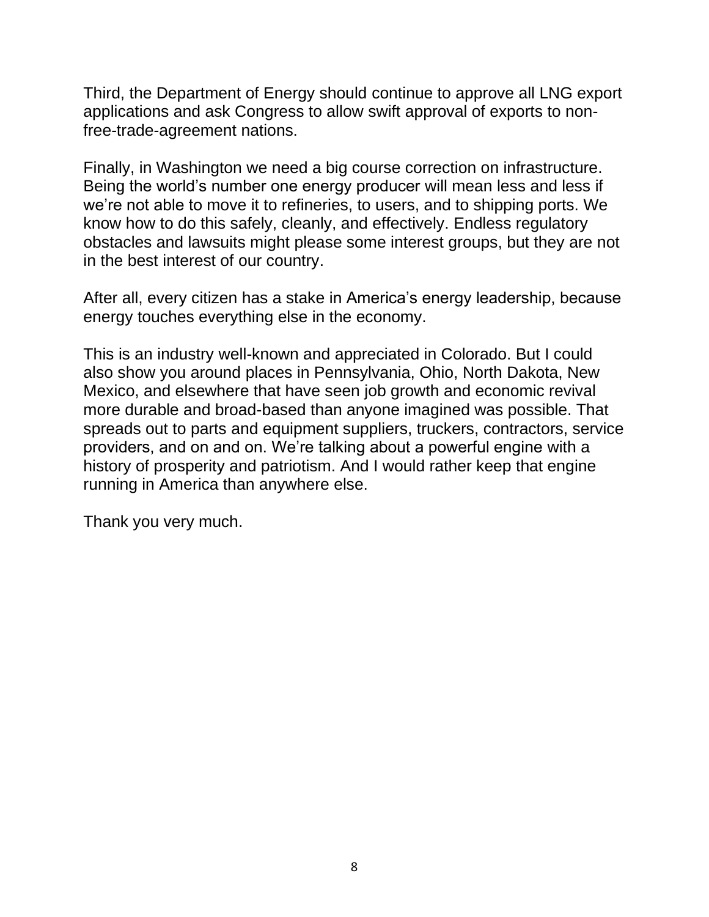Third, the Department of Energy should continue to approve all LNG export applications and ask Congress to allow swift approval of exports to non-free-trade-agreement nations.

Finally, in Washington we need a big course correction on infrastructure. Being the world's number one energy producer will mean less and less if we're not able to move it to refineries, to users, and to shipping ports. We know how to do this safely, cleanly, and effectively. Endless regulatory obstacles and lawsuits might please some interest groups, but they are not in the best interest of our country.

After all, every citizen has a stake in America's energy leadership, because energy touches everything else in the economy.

This is an industry well-known and appreciated in Colorado. But I could also show you around places in Pennsylvania, Ohio, North Dakota, New Mexico, and elsewhere that have seen job growth and economic revival more durable and broad-based than anyone imagined was possible. That spreads out to parts and equipment suppliers, truckers, contractors, service providers, and on and on. We're talking about a powerful engine with a history of prosperity and patriotism. And I would rather keep that engine running in America than anywhere else.

Thank you very much.